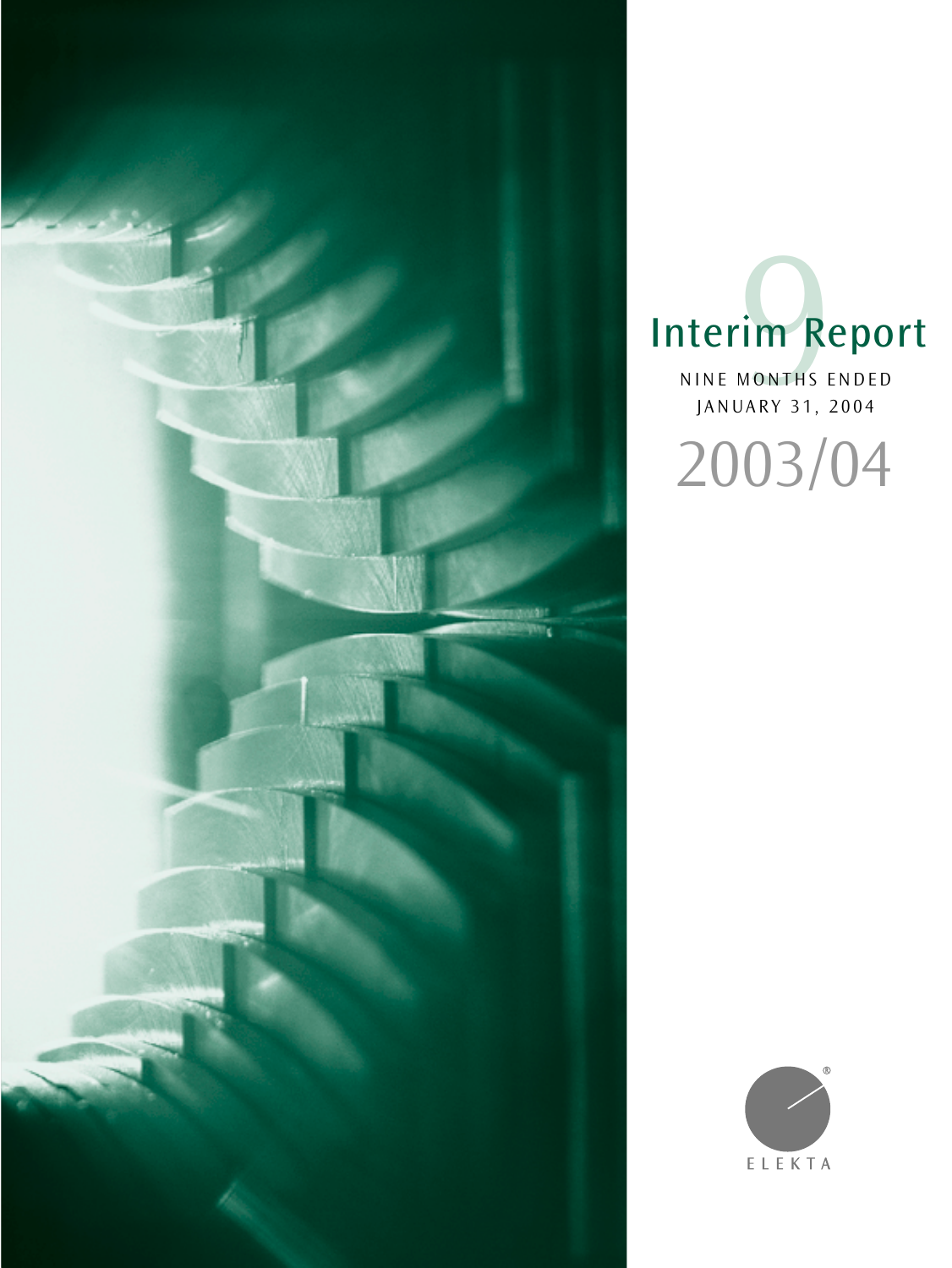# Interim Report

9

NINE MONTHS ENDED
JANUARY 31, 2004

2003/04

ELEKTA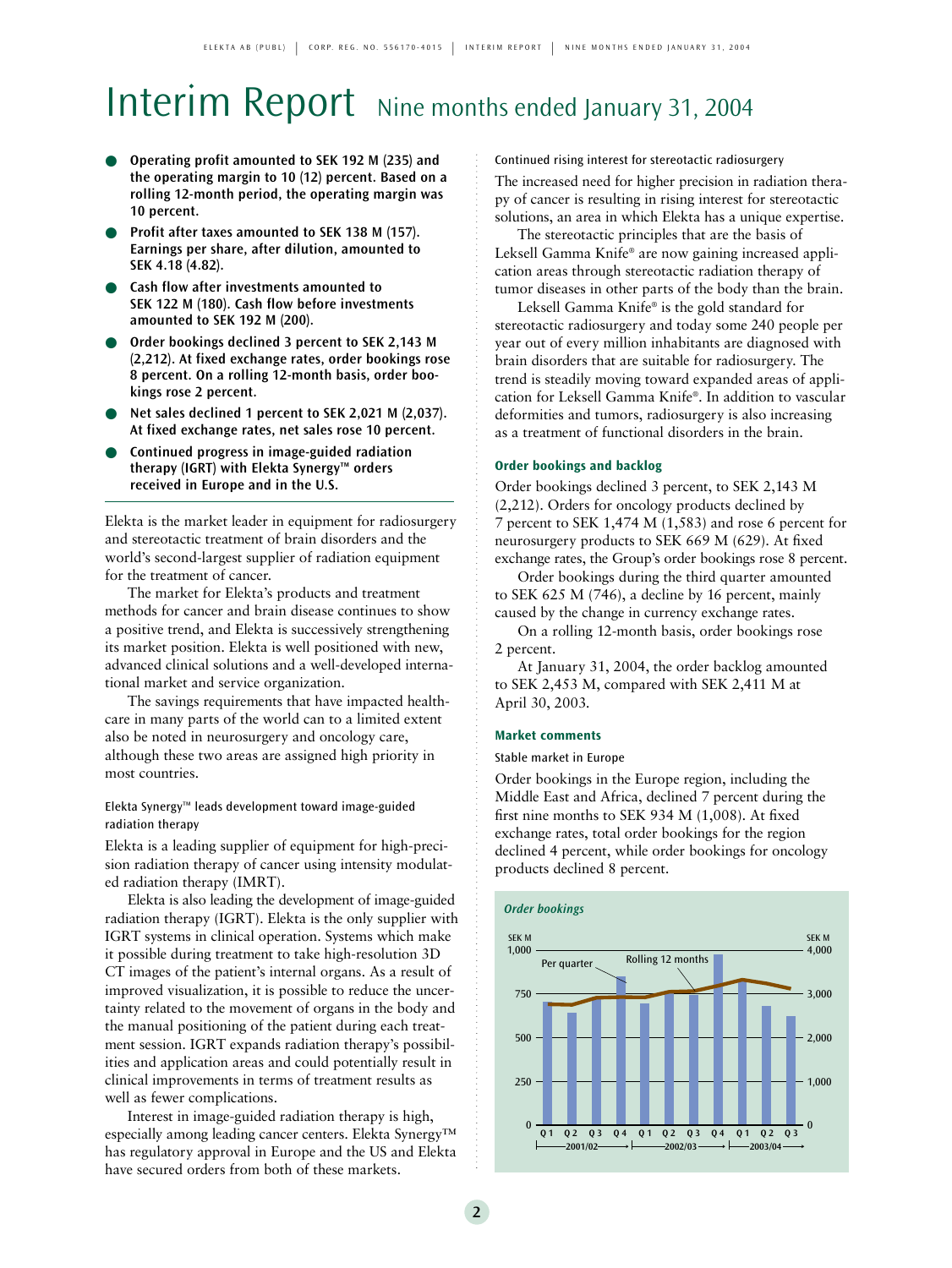# Interim Report Nine months ended January 31, 2004

- **Operating profit amounted to SEK 192 M (235) and the operating margin to 10 (12) percent. Based on a rolling 12-month period, the operating margin was 10 percent.**
- **Profit after taxes amounted to SEK 138 M (157). Earnings per share, after dilution, amounted to SEK 4.18 (4.82).**
- **Cash flow after investments amounted to SEK 122 M (180). Cash flow before investments amounted to SEK 192 M (200).**
- **Order bookings declined 3 percent to SEK 2,143 M (2,212). At fixed exchange rates, order bookings rose 8 percent. On a rolling 12-month basis, order bookings rose 2 percent.**
- **Net sales declined 1 percent to SEK 2,021 M (2,037). At fixed exchange rates, net sales rose 10 percent.**
- **Continued progress in image-guided radiation therapy (IGRT) with Elekta Synergy™ orders received in Europe and in the U.S.**

Elekta is the market leader in equipment for radiosurgery and stereotactic treatment of brain disorders and the world's second-largest supplier of radiation equipment for the treatment of cancer.

The market for Elekta's products and treatment methods for cancer and brain disease continues to show a positive trend, and Elekta is successively strengthening its market position. Elekta is well positioned with new, advanced clinical solutions and a well-developed international market and service organization.

The savings requirements that have impacted healthcare in many parts of the world can to a limited extent also be noted in neurosurgery and oncology care, although these two areas are assigned high priority in most countries.

#### Elekta Synergy™ leads development toward image-guided radiation therapy

Elekta is a leading supplier of equipment for high-precision radiation therapy of cancer using intensity modulated radiation therapy (IMRT).

Elekta is also leading the development of image-guided radiation therapy (IGRT). Elekta is the only supplier with IGRT systems in clinical operation. Systems which make it possible during treatment to take high-resolution 3D CT images of the patient's internal organs. As a result of improved visualization, it is possible to reduce the uncertainty related to the movement of organs in the body and the manual positioning of the patient during each treatment session. IGRT expands radiation therapy's possibilities and application areas and could potentially result in clinical improvements in terms of treatment results as well as fewer complications.

Interest in image-guided radiation therapy is high, especially among leading cancer centers. Elekta Synergy™ has regulatory approval in Europe and the US and Elekta have secured orders from both of these markets.

#### Continued rising interest for stereotactic radiosurgery

The increased need for higher precision in radiation therapy of cancer is resulting in rising interest for stereotactic solutions, an area in which Elekta has a unique expertise.

The stereotactic principles that are the basis of Leksell Gamma Knife® are now gaining increased application areas through stereotactic radiation therapy of tumor diseases in other parts of the body than the brain.

Leksell Gamma Knife® is the gold standard for stereotactic radiosurgery and today some 240 people per year out of every million inhabitants are diagnosed with brain disorders that are suitable for radiosurgery. The trend is steadily moving toward expanded areas of application for Leksell Gamma Knife®. In addition to vascular deformities and tumors, radiosurgery is also increasing as a treatment of functional disorders in the brain.

### Order bookings and backlog

Order bookings declined 3 percent, to SEK 2,143 M (2,212). Orders for oncology products declined by 7 percent to SEK 1,474 M (1,583) and rose 6 percent for neurosurgery products to SEK 669 M (629). At fixed exchange rates, the Group's order bookings rose 8 percent.

Order bookings during the third quarter amounted to SEK 625 M (746), a decline by 16 percent, mainly caused by the change in currency exchange rates.

On a rolling 12-month basis, order bookings rose 2 percent.

At January 31, 2004, the order backlog amounted to SEK 2,453 M, compared with SEK 2,411 M at April 30, 2003.

### Market comments

#### Stable market in Europe

Order bookings in the Europe region, including the Middle East and Africa, declined 7 percent during the first nine months to SEK 934 M (1,008). At fixed exchange rates, total order bookings for the region declined 4 percent, while order bookings for oncology products declined 8 percent.

*Order bookings*

SEK M (Per quarter, left axis 0–1,000); SEK M (Rolling 12 months, right axis 0–4,000). Quarters Q1–Q4 2001/02, Q1–Q4 2002/03, Q1–Q3 2003/04.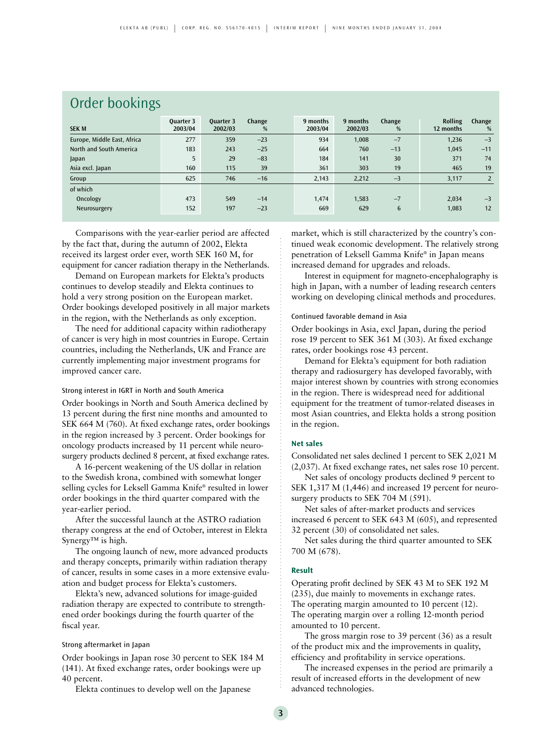## Order bookings

| SEK M | Quarter 3 2003/04 | Quarter 3 2002/03 | Change % | 9 months 2003/04 | 9 months 2002/03 | Change % | Rolling 12 months | Change % |
|---|---|---|---|---|---|---|---|---|
| Europe, Middle East, Africa | 277 | 359 | –23 | 934 | 1,008 | –7 | 1,236 | –3 |
| North and South America | 183 | 243 | –25 | 664 | 760 | –13 | 1,045 | –11 |
| Japan | 5 | 29 | –83 | 184 | 141 | 30 | 371 | 74 |
| Asia excl. Japan | 160 | 115 | 39 | 361 | 303 | 19 | 465 | 19 |
| Group | 625 | 746 | –16 | 2,143 | 2,212 | –3 | 3,117 | 2 |
| of which | | | | | | | | |
| Oncology | 473 | 549 | –14 | 1,474 | 1,583 | –7 | 2,034 | –3 |
| Neurosurgery | 152 | 197 | –23 | 669 | 629 | 6 | 1,083 | 12 |

Comparisons with the year-earlier period are affected by the fact that, during the autumn of 2002, Elekta received its largest order ever, worth SEK 160 M, for equipment for cancer radiation therapy in the Netherlands.

Demand on European markets for Elekta's products continues to develop steadily and Elekta continues to hold a very strong position on the European market. Order bookings developed positively in all major markets in the region, with the Netherlands as only exception.

The need for additional capacity within radiotherapy of cancer is very high in most countries in Europe. Certain countries, including the Netherlands, UK and France are currently implementing major investment programs for improved cancer care.

### Strong interest in IGRT in North and South America

Order bookings in North and South America declined by 13 percent during the first nine months and amounted to SEK 664 M (760). At fixed exchange rates, order bookings in the region increased by 3 percent. Order bookings for oncology products increased by 11 percent while neurosurgery products declined 8 percent, at fixed exchange rates.

A 16-percent weakening of the US dollar in relation to the Swedish krona, combined with somewhat longer selling cycles for Leksell Gamma Knife® resulted in lower order bookings in the third quarter compared with the year-earlier period.

After the successful launch at the ASTRO radiation therapy congress at the end of October, interest in Elekta Synergy™ is high.

The ongoing launch of new, more advanced products and therapy concepts, primarily within radiation therapy of cancer, results in some cases in a more extensive evaluation and budget process for Elekta's customers.

Elekta's new, advanced solutions for image-guided radiation therapy are expected to contribute to strengthened order bookings during the fourth quarter of the fiscal year.

### Strong aftermarket in Japan

Order bookings in Japan rose 30 percent to SEK 184 M (141). At fixed exchange rates, order bookings were up 40 percent.

Elekta continues to develop well on the Japanese market, which is still characterized by the country's continued weak economic development. The relatively strong penetration of Leksell Gamma Knife® in Japan means increased demand for upgrades and reloads.

Interest in equipment for magneto-encephalography is high in Japan, with a number of leading research centers working on developing clinical methods and procedures.

### Continued favorable demand in Asia

Order bookings in Asia, excl Japan, during the period rose 19 percent to SEK 361 M (303). At fixed exchange rates, order bookings rose 43 percent.

Demand for Elekta's equipment for both radiation therapy and radiosurgery has developed favorably, with major interest shown by countries with strong economies in the region. There is widespread need for additional equipment for the treatment of tumor-related diseases in most Asian countries, and Elekta holds a strong position in the region.

### Net sales

Consolidated net sales declined 1 percent to SEK 2,021 M (2,037). At fixed exchange rates, net sales rose 10 percent.

Net sales of oncology products declined 9 percent to SEK 1,317 M (1,446) and increased 19 percent for neurosurgery products to SEK 704 M (591).

Net sales of after-market products and services increased 6 percent to SEK 643 M (605), and represented 32 percent (30) of consolidated net sales.

Net sales during the third quarter amounted to SEK 700 M (678).

### Result

Operating profit declined by SEK 43 M to SEK 192 M (235), due mainly to movements in exchange rates. The operating margin amounted to 10 percent (12). The operating margin over a rolling 12-month period amounted to 10 percent.

The gross margin rose to 39 percent (36) as a result of the product mix and the improvements in quality, efficiency and profitability in service operations.

The increased expenses in the period are primarily a result of increased efforts in the development of new advanced technologies.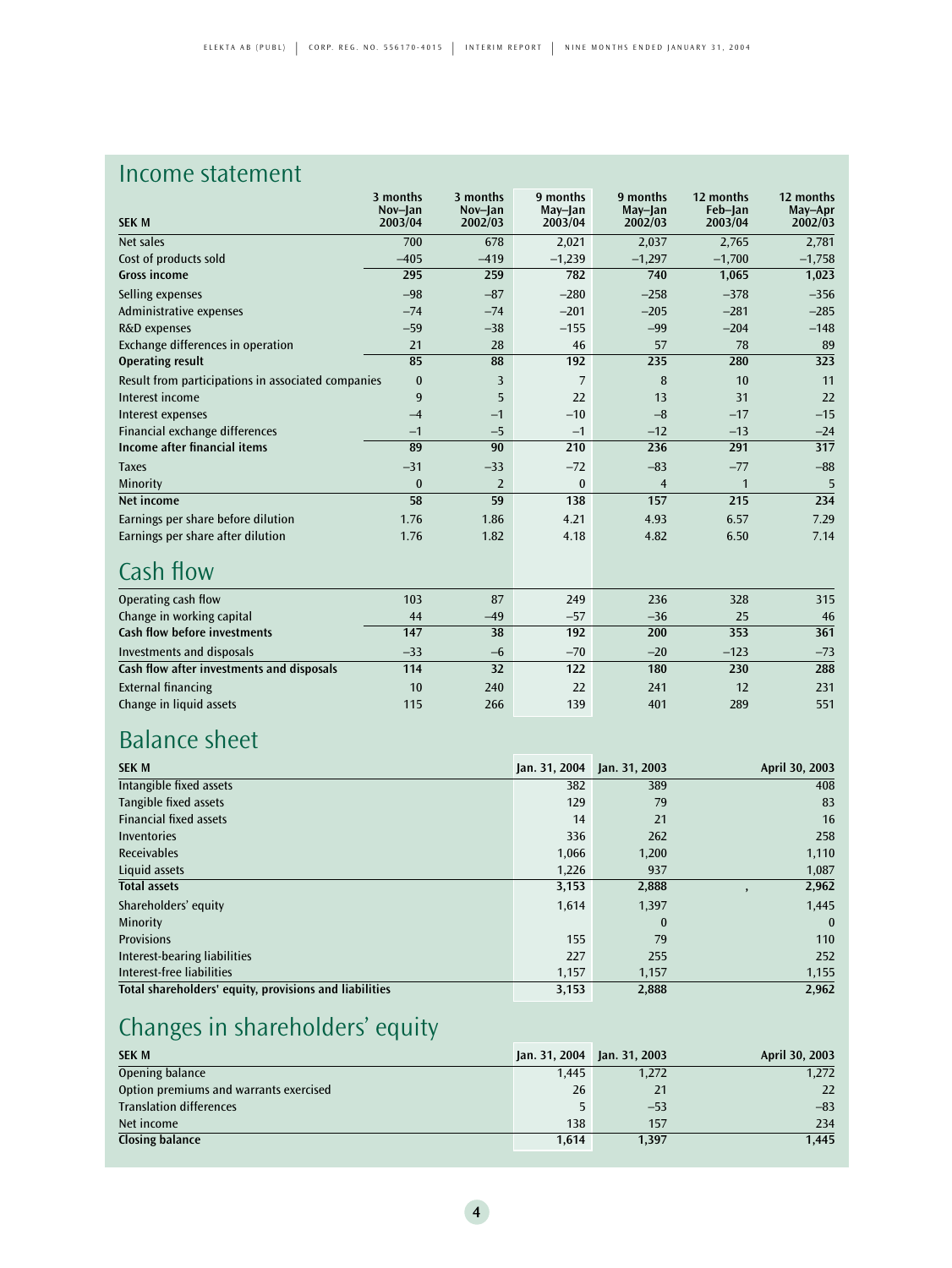## Income statement

| SEK M | 3 months Nov–Jan 2003/04 | 3 months Nov–Jan 2002/03 | 9 months May–Jan 2003/04 | 9 months May–Jan 2002/03 | 12 months Feb–Jan 2003/04 | 12 months May–Apr 2002/03 |
|---|---|---|---|---|---|---|
| Net sales | 700 | 678 | 2,021 | 2,037 | 2,765 | 2,781 |
| Cost of products sold | –405 | –419 | –1,239 | –1,297 | –1,700 | –1,758 |
| **Gross income** | **295** | **259** | **782** | **740** | **1,065** | **1,023** |
| Selling expenses | –98 | –87 | –280 | –258 | –378 | –356 |
| Administrative expenses | –74 | –74 | –201 | –205 | –281 | –285 |
| R&D expenses | –59 | –38 | –155 | –99 | –204 | –148 |
| Exchange differences in operation | 21 | 28 | 46 | 57 | 78 | 89 |
| **Operating result** | **85** | **88** | **192** | **235** | **280** | **323** |
| Result from participations in associated companies | 0 | 3 | 7 | 8 | 10 | 11 |
| Interest income | 9 | 5 | 22 | 13 | 31 | 22 |
| Interest expenses | –4 | –1 | –10 | –8 | –17 | –15 |
| Financial exchange differences | –1 | –5 | –1 | –12 | –13 | –24 |
| **Income after financial items** | **89** | **90** | **210** | **236** | **291** | **317** |
| Taxes | –31 | –33 | –72 | –83 | –77 | –88 |
| Minority | 0 | 2 | 0 | 4 | 1 | 5 |
| **Net income** | **58** | **59** | **138** | **157** | **215** | **234** |
| Earnings per share before dilution | 1.76 | 1.86 | 4.21 | 4.93 | 6.57 | 7.29 |
| Earnings per share after dilution | 1.76 | 1.82 | 4.18 | 4.82 | 6.50 | 7.14 |

## Cash flow

| | 3 months Nov–Jan 2003/04 | 3 months Nov–Jan 2002/03 | 9 months May–Jan 2003/04 | 9 months May–Jan 2002/03 | 12 months Feb–Jan 2003/04 | 12 months May–Apr 2002/03 |
|---|---|---|---|---|---|---|
| Operating cash flow | 103 | 87 | 249 | 236 | 328 | 315 |
| Change in working capital | 44 | –49 | –57 | –36 | 25 | 46 |
| **Cash flow before investments** | **147** | **38** | **192** | **200** | **353** | **361** |
| Investments and disposals | –33 | –6 | –70 | –20 | –123 | –73 |
| **Cash flow after investments and disposals** | **114** | **32** | **122** | **180** | **230** | **288** |
| External financing | 10 | 240 | 22 | 241 | 12 | 231 |
| Change in liquid assets | 115 | 266 | 139 | 401 | 289 | 551 |

## Balance sheet

| SEK M | Jan. 31, 2004 | Jan. 31, 2003 | April 30, 2003 |
|---|---|---|---|
| Intangible fixed assets | 382 | 389 | 408 |
| Tangible fixed assets | 129 | 79 | 83 |
| Financial fixed assets | 14 | 21 | 16 |
| Inventories | 336 | 262 | 258 |
| Receivables | 1,066 | 1,200 | 1,110 |
| Liquid assets | 1,226 | 937 | 1,087 |
| **Total assets** | **3,153** | **2,888** | **2,962** |
| Shareholders' equity | 1,614 | 1,397 | 1,445 |
| Minority | | 0 | 0 |
| Provisions | 155 | 79 | 110 |
| Interest-bearing liabilities | 227 | 255 | 252 |
| Interest-free liabilities | 1,157 | 1,157 | 1,155 |
| **Total shareholders' equity, provisions and liabilities** | **3,153** | **2,888** | **2,962** |

## Changes in shareholders' equity

| SEK M | Jan. 31, 2004 | Jan. 31, 2003 | April 30, 2003 |
|---|---|---|---|
| Opening balance | 1,445 | 1,272 | 1,272 |
| Option premiums and warrants exercised | 26 | 21 | 22 |
| Translation differences | 5 | –53 | –83 |
| Net income | 138 | 157 | 234 |
| **Closing balance** | **1,614** | **1,397** | **1,445** |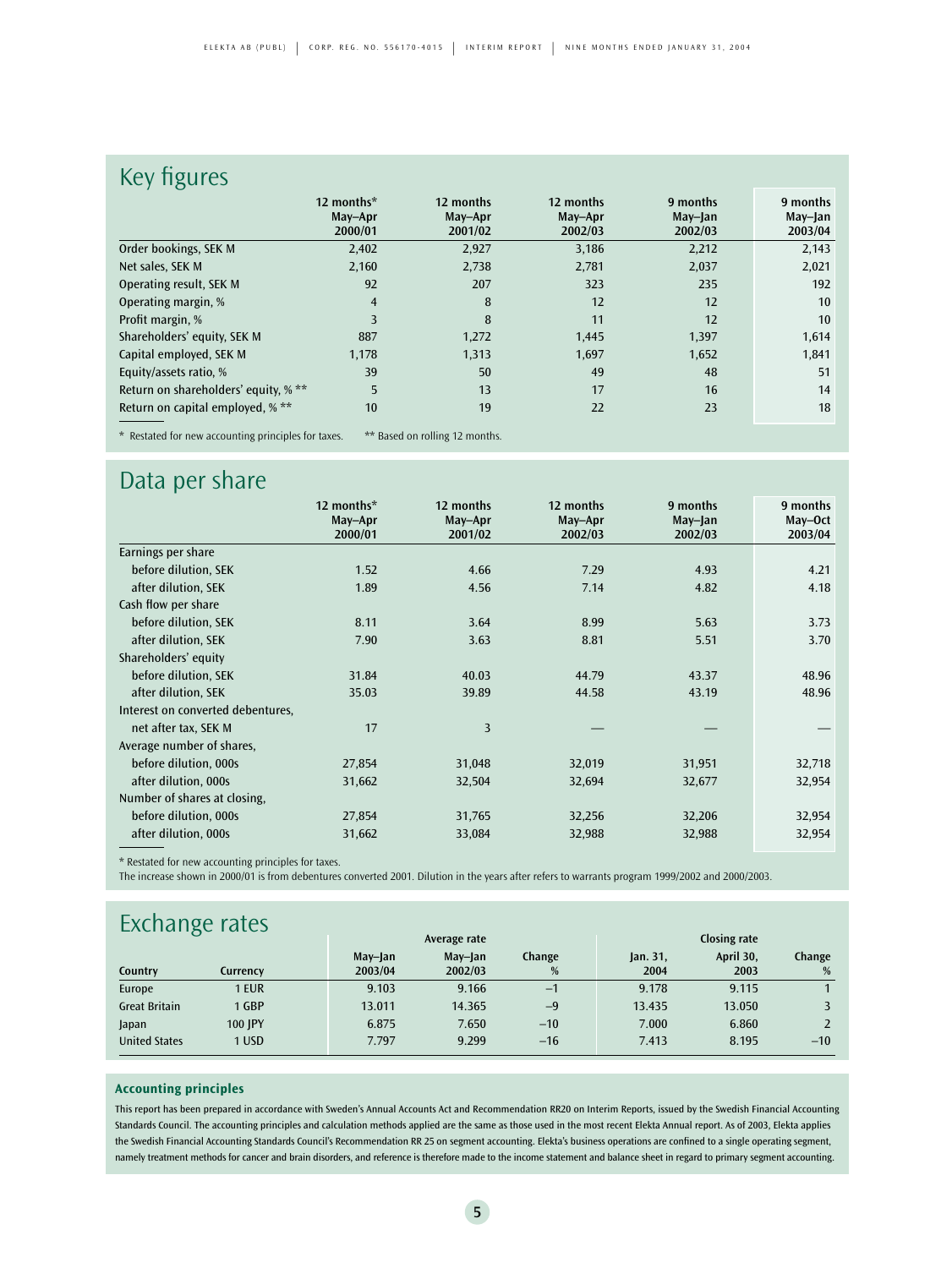## Key figures

| | 12 months* May–Apr 2000/01 | 12 months May–Apr 2001/02 | 12 months May–Apr 2002/03 | 9 months May–Jan 2002/03 | 9 months May–Jan 2003/04 |
|---|---|---|---|---|---|
| Order bookings, SEK M | 2,402 | 2,927 | 3,186 | 2,212 | 2,143 |
| Net sales, SEK M | 2,160 | 2,738 | 2,781 | 2,037 | 2,021 |
| Operating result, SEK M | 92 | 207 | 323 | 235 | 192 |
| Operating margin, % | 4 | 8 | 12 | 12 | 10 |
| Profit margin, % | 3 | 8 | 11 | 12 | 10 |
| Shareholders' equity, SEK M | 887 | 1,272 | 1,445 | 1,397 | 1,614 |
| Capital employed, SEK M | 1,178 | 1,313 | 1,697 | 1,652 | 1,841 |
| Equity/assets ratio, % | 39 | 50 | 49 | 48 | 51 |
| Return on shareholders' equity, % ** | 5 | 13 | 17 | 16 | 14 |
| Return on capital employed, % ** | 10 | 19 | 22 | 23 | 18 |

* Restated for new accounting principles for taxes. ** Based on rolling 12 months.

## Data per share

| | 12 months* May–Apr 2000/01 | 12 months May–Apr 2001/02 | 12 months May–Apr 2002/03 | 9 months May–Jan 2002/03 | 9 months May–Oct 2003/04 |
|---|---|---|---|---|---|
| Earnings per share | | | | | |
| before dilution, SEK | 1.52 | 4.66 | 7.29 | 4.93 | 4.21 |
| after dilution, SEK | 1.89 | 4.56 | 7.14 | 4.82 | 4.18 |
| Cash flow per share | | | | | |
| before dilution, SEK | 8.11 | 3.64 | 8.99 | 5.63 | 3.73 |
| after dilution, SEK | 7.90 | 3.63 | 8.81 | 5.51 | 3.70 |
| Shareholders' equity | | | | | |
| before dilution, SEK | 31.84 | 40.03 | 44.79 | 43.37 | 48.96 |
| after dilution, SEK | 35.03 | 39.89 | 44.58 | 43.19 | 48.96 |
| Interest on converted debentures, | | | | | |
| net after tax, SEK M | 17 | 3 | — | — | — |
| Average number of shares, | | | | | |
| before dilution, 000s | 27,854 | 31,048 | 32,019 | 31,951 | 32,718 |
| after dilution, 000s | 31,662 | 32,504 | 32,694 | 32,677 | 32,954 |
| Number of shares at closing, | | | | | |
| before dilution, 000s | 27,854 | 31,765 | 32,256 | 32,206 | 32,954 |
| after dilution, 000s | 31,662 | 33,084 | 32,988 | 32,988 | 32,954 |

* Restated for new accounting principles for taxes.
The increase shown in 2000/01 is from debentures converted 2001. Dilution in the years after refers to warrants program 1999/2002 and 2000/2003.

## Exchange rates

| | | Average rate | | | Closing rate | | |
|---|---|---|---|---|---|---|---|
| Country | Currency | May–Jan 2003/04 | May–Jan 2002/03 | Change % | Jan. 31, 2004 | April 30, 2003 | Change % |
| Europe | 1 EUR | 9.103 | 9.166 | –1 | 9.178 | 9.115 | 1 |
| Great Britain | 1 GBP | 13.011 | 14.365 | –9 | 13.435 | 13.050 | 3 |
| Japan | 100 JPY | 6.875 | 7.650 | –10 | 7.000 | 6.860 | 2 |
| United States | 1 USD | 7.797 | 9.299 | –16 | 7.413 | 8.195 | –10 |

### Accounting principles

This report has been prepared in accordance with Sweden's Annual Accounts Act and Recommendation RR20 on Interim Reports, issued by the Swedish Financial Accounting Standards Council. The accounting principles and calculation methods applied are the same as those used in the most recent Elekta Annual report. As of 2003, Elekta applies the Swedish Financial Accounting Standards Council's Recommendation RR 25 on segment accounting. Elekta's business operations are confined to a single operating segment, namely treatment methods for cancer and brain disorders, and reference is therefore made to the income statement and balance sheet in regard to primary segment accounting.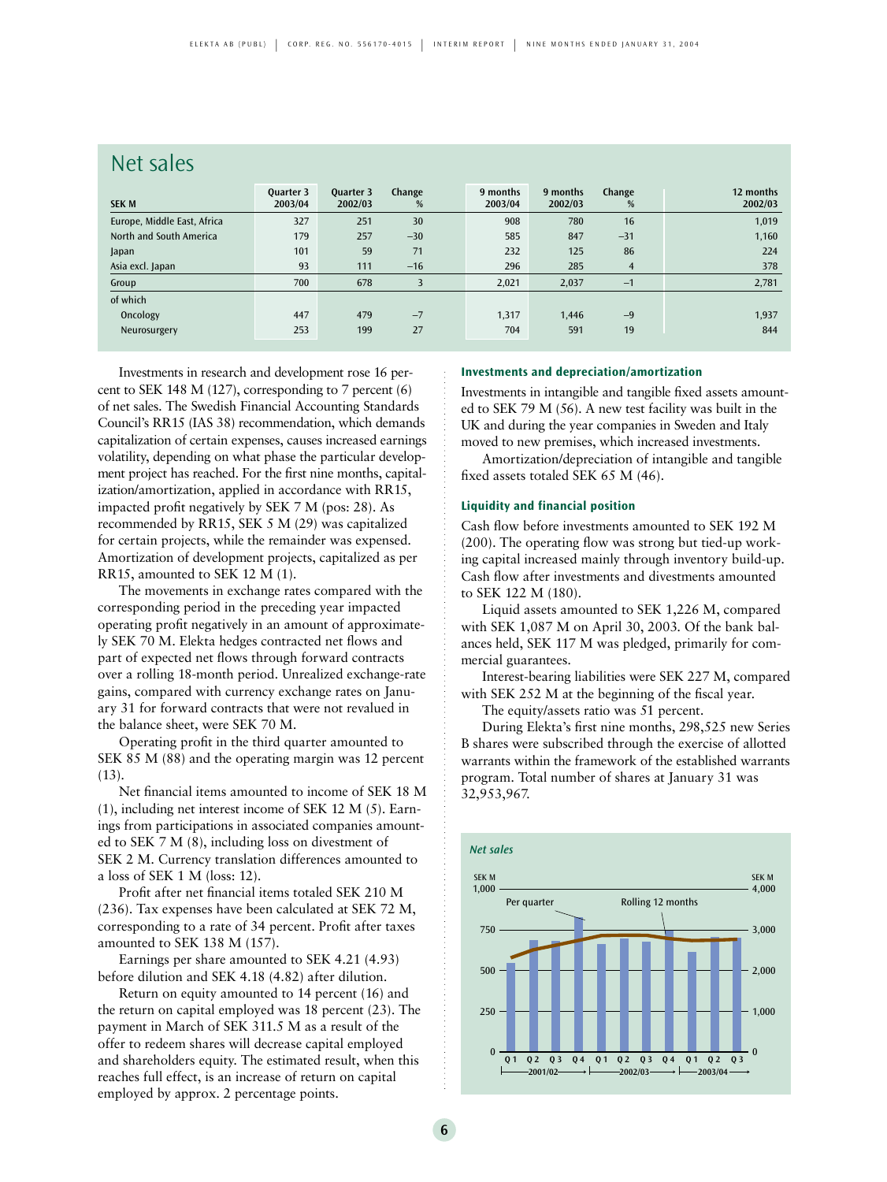## Net sales

| SEK M | Quarter 3 2003/04 | Quarter 3 2002/03 | Change % | 9 months 2003/04 | 9 months 2002/03 | Change % | 12 months 2002/03 |
|---|---|---|---|---|---|---|---|
| Europe, Middle East, Africa | 327 | 251 | 30 | 908 | 780 | 16 | 1,019 |
| North and South America | 179 | 257 | –30 | 585 | 847 | –31 | 1,160 |
| Japan | 101 | 59 | 71 | 232 | 125 | 86 | 224 |
| Asia excl. Japan | 93 | 111 | –16 | 296 | 285 | 4 | 378 |
| Group | 700 | 678 | 3 | 2,021 | 2,037 | –1 | 2,781 |
| of which | | | | | | | |
| Oncology | 447 | 479 | –7 | 1,317 | 1,446 | –9 | 1,937 |
| Neurosurgery | 253 | 199 | 27 | 704 | 591 | 19 | 844 |

Investments in research and development rose 16 percent to SEK 148 M (127), corresponding to 7 percent (6) of net sales. The Swedish Financial Accounting Standards Council's RR15 (IAS 38) recommendation, which demands capitalization of certain expenses, causes increased earnings volatility, depending on what phase the particular development project has reached. For the first nine months, capitalization/amortization, applied in accordance with RR15, impacted profit negatively by SEK 7 M (pos: 28). As recommended by RR15, SEK 5 M (29) was capitalized for certain projects, while the remainder was expensed. Amortization of development projects, capitalized as per RR15, amounted to SEK 12 M (1).

The movements in exchange rates compared with the corresponding period in the preceding year impacted operating profit negatively in an amount of approximately SEK 70 M. Elekta hedges contracted net flows and part of expected net flows through forward contracts over a rolling 18-month period. Unrealized exchange-rate gains, compared with currency exchange rates on January 31 for forward contracts that were not revalued in the balance sheet, were SEK 70 M.

Operating profit in the third quarter amounted to SEK 85 M (88) and the operating margin was 12 percent (13).

Net financial items amounted to income of SEK 18 M (1), including net interest income of SEK 12 M (5). Earnings from participations in associated companies amounted to SEK 7 M (8), including loss on divestment of SEK 2 M. Currency translation differences amounted to a loss of SEK 1 M (loss: 12).

Profit after net financial items totaled SEK 210 M (236). Tax expenses have been calculated at SEK 72 M, corresponding to a rate of 34 percent. Profit after taxes amounted to SEK 138 M (157).

Earnings per share amounted to SEK 4.21 (4.93) before dilution and SEK 4.18 (4.82) after dilution.

Return on equity amounted to 14 percent (16) and the return on capital employed was 18 percent (23). The payment in March of SEK 311.5 M as a result of the offer to redeem shares will decrease capital employed and shareholders equity. The estimated result, when this reaches full effect, is an increase of return on capital employed by approx. 2 percentage points.

### Investments and depreciation/amortization

Investments in intangible and tangible fixed assets amounted to SEK 79 M (56). A new test facility was built in the UK and during the year companies in Sweden and Italy moved to new premises, which increased investments.

Amortization/depreciation of intangible and tangible fixed assets totaled SEK 65 M (46).

### Liquidity and financial position

Cash flow before investments amounted to SEK 192 M (200). The operating flow was strong but tied-up working capital increased mainly through inventory build-up. Cash flow after investments and divestments amounted to SEK 122 M (180).

Liquid assets amounted to SEK 1,226 M, compared with SEK 1,087 M on April 30, 2003. Of the bank balances held, SEK 117 M was pledged, primarily for commercial guarantees.

Interest-bearing liabilities were SEK 227 M, compared with SEK 252 M at the beginning of the fiscal year.

The equity/assets ratio was 51 percent.

During Elekta's first nine months, 298,525 new Series B shares were subscribed through the exercise of allotted warrants within the framework of the established warrants program. Total number of shares at January 31 was 32,953,967.

*Net sales*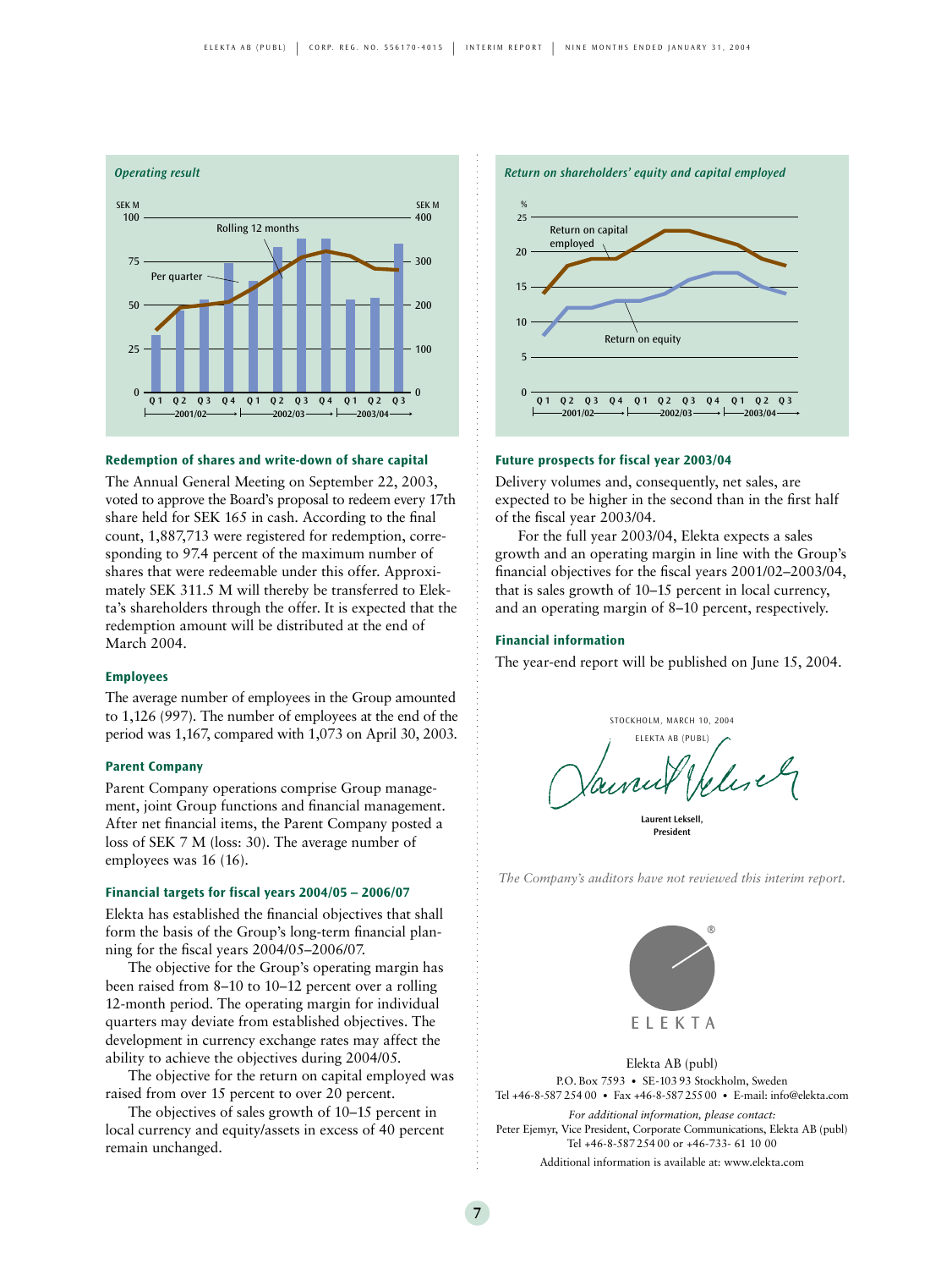*Operating result*

SEK M
100
75
50
25
0

SEK M
400
300
200
100
0

Rolling 12 months

Per quarter

Q1 Q2 Q3 Q4 Q1 Q2 Q3 Q4 Q1 Q2 Q3
2001/02 2002/03 2003/04

*Return on shareholders' equity and capital employed*

%
25
20
15
10
5
0

Return on capital employed

Return on equity

Q1 Q2 Q3 Q4 Q1 Q2 Q3 Q4 Q1 Q2 Q3
2001/02 2002/03 2003/04

### Redemption of shares and write-down of share capital

The Annual General Meeting on September 22, 2003, voted to approve the Board's proposal to redeem every 17th share held for SEK 165 in cash. According to the final count, 1,887,713 were registered for redemption, corresponding to 97.4 percent of the maximum number of shares that were redeemable under this offer. Approximately SEK 311.5 M will thereby be transferred to Elekta's shareholders through the offer. It is expected that the redemption amount will be distributed at the end of March 2004.

### Employees

The average number of employees in the Group amounted to 1,126 (997). The number of employees at the end of the period was 1,167, compared with 1,073 on April 30, 2003.

### Parent Company

Parent Company operations comprise Group management, joint Group functions and financial management. After net financial items, the Parent Company posted a loss of SEK 7 M (loss: 30). The average number of employees was 16 (16).

### Financial targets for fiscal years 2004/05 – 2006/07

Elekta has established the financial objectives that shall form the basis of the Group's long-term financial planning for the fiscal years 2004/05–2006/07.

The objective for the Group's operating margin has been raised from 8–10 to 10–12 percent over a rolling 12-month period. The operating margin for individual quarters may deviate from established objectives. The development in currency exchange rates may affect the ability to achieve the objectives during 2004/05.

The objective for the return on capital employed was raised from over 15 percent to over 20 percent.

The objectives of sales growth of 10–15 percent in local currency and equity/assets in excess of 40 percent remain unchanged.

### Future prospects for fiscal year 2003/04

Delivery volumes and, consequently, net sales, are expected to be higher in the second than in the first half of the fiscal year 2003/04.

For the full year 2003/04, Elekta expects a sales growth and an operating margin in line with the Group's financial objectives for the fiscal years 2001/02–2003/04, that is sales growth of 10–15 percent in local currency, and an operating margin of 8–10 percent, respectively.

### Financial information

The year-end report will be published on June 15, 2004.

STOCKHOLM, MARCH 10, 2004

ELEKTA AB (PUBL)

**Laurent Leksell,**
**President**

*The Company's auditors have not reviewed this interim report.*

ELEKTA

Elekta AB (publ)
P.O. Box 7593 • SE-103 93 Stockholm, Sweden
Tel +46-8-587 254 00 • Fax +46-8-587 255 00 • E-mail: info@elekta.com

*For additional information, please contact:*
Peter Ejemyr, Vice President, Corporate Communications, Elekta AB (publ)
Tel +46-8-587 254 00 or +46-733- 61 10 00

Additional information is available at: www.elekta.com